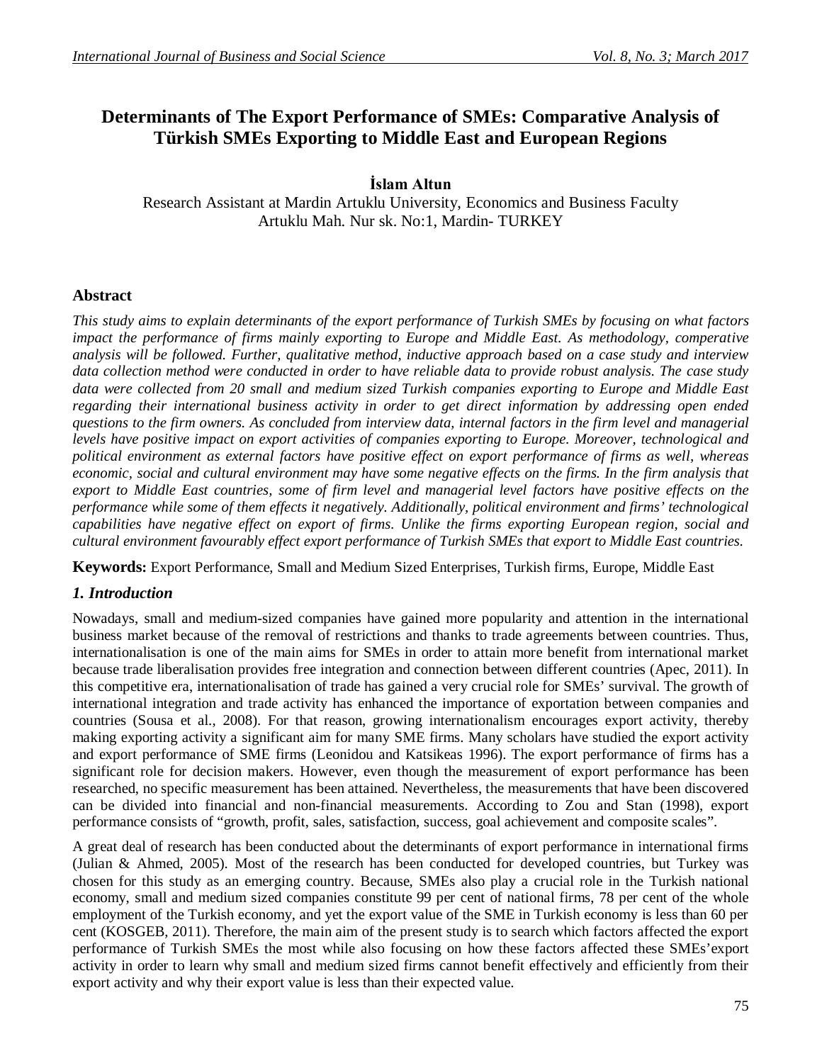# Determinants of The Export Performance of SMEs: Comparative Analysis of Türkish SMEs Exporting to Middle East and European Regions

**İslam Altun**

Research Assistant at Mardin Artuklu University, Economics and Business Faculty
Artuklu Mah. Nur sk. No:1, Mardin- TURKEY

## Abstract

*This study aims to explain determinants of the export performance of Turkish SMEs by focusing on what factors impact the performance of firms mainly exporting to Europe and Middle East. As methodology, comperative analysis will be followed. Further, qualitative method, inductive approach based on a case study and interview data collection method were conducted in order to have reliable data to provide robust analysis. The case study data were collected from 20 small and medium sized Turkish companies exporting to Europe and Middle East regarding their international business activity in order to get direct information by addressing open ended questions to the firm owners. As concluded from interview data, internal factors in the firm level and managerial levels have positive impact on export activities of companies exporting to Europe. Moreover, technological and political environment as external factors have positive effect on export performance of firms as well, whereas economic, social and cultural environment may have some negative effects on the firms. In the firm analysis that export to Middle East countries, some of firm level and managerial level factors have positive effects on the performance while some of them effects it negatively. Additionally, political environment and firms' technological capabilities have negative effect on export of firms. Unlike the firms exporting European region, social and cultural environment favourably effect export performance of Turkish SMEs that export to Middle East countries.*

**Keywords:** Export Performance, Small and Medium Sized Enterprises, Turkish firms, Europe, Middle East

## *1. Introduction*

Nowadays, small and medium-sized companies have gained more popularity and attention in the international business market because of the removal of restrictions and thanks to trade agreements between countries. Thus, internationalisation is one of the main aims for SMEs in order to attain more benefit from international market because trade liberalisation provides free integration and connection between different countries (Apec, 2011). In this competitive era, internationalisation of trade has gained a very crucial role for SMEs' survival. The growth of international integration and trade activity has enhanced the importance of exportation between companies and countries (Sousa et al., 2008). For that reason, growing internationalism encourages export activity, thereby making exporting activity a significant aim for many SME firms. Many scholars have studied the export activity and export performance of SME firms (Leonidou and Katsikeas 1996). The export performance of firms has a significant role for decision makers. However, even though the measurement of export performance has been researched, no specific measurement has been attained. Nevertheless, the measurements that have been discovered can be divided into financial and non-financial measurements. According to Zou and Stan (1998), export performance consists of "growth, profit, sales, satisfaction, success, goal achievement and composite scales".

A great deal of research has been conducted about the determinants of export performance in international firms (Julian & Ahmed, 2005). Most of the research has been conducted for developed countries, but Turkey was chosen for this study as an emerging country. Because, SMEs also play a crucial role in the Turkish national economy, small and medium sized companies constitute 99 per cent of national firms, 78 per cent of the whole employment of the Turkish economy, and yet the export value of the SME in Turkish economy is less than 60 per cent (KOSGEB, 2011). Therefore, the main aim of the present study is to search which factors affected the export performance of Turkish SMEs the most while also focusing on how these factors affected these SMEs'export activity in order to learn why small and medium sized firms cannot benefit effectively and efficiently from their export activity and why their export value is less than their expected value.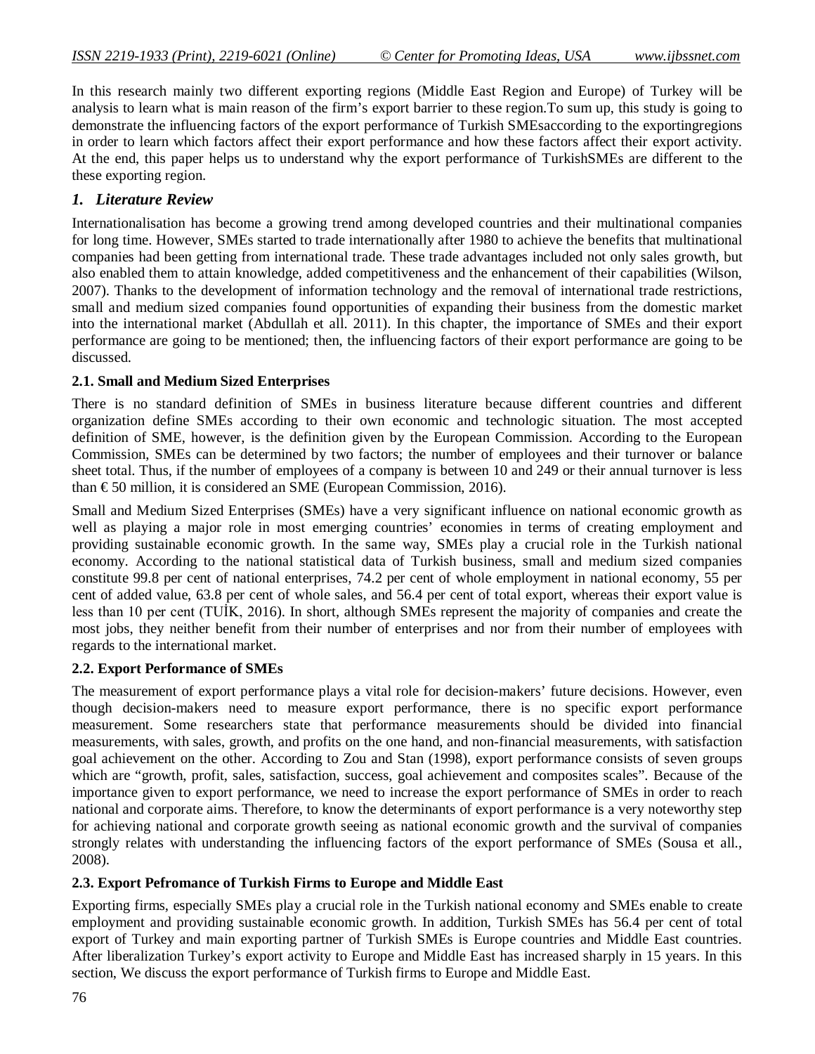In this research mainly two different exporting regions (Middle East Region and Europe) of Turkey will be analysis to learn what is main reason of the firm's export barrier to these region.To sum up, this study is going to demonstrate the influencing factors of the export performance of Turkish SMEsaccording to the exportingregions in order to learn which factors affect their export performance and how these factors affect their export activity. At the end, this paper helps us to understand why the export performance of TurkishSMEs are different to the these exporting region.

## 1. Literature Review

Internationalisation has become a growing trend among developed countries and their multinational companies for long time. However, SMEs started to trade internationally after 1980 to achieve the benefits that multinational companies had been getting from international trade. These trade advantages included not only sales growth, but also enabled them to attain knowledge, added competitiveness and the enhancement of their capabilities (Wilson, 2007). Thanks to the development of information technology and the removal of international trade restrictions, small and medium sized companies found opportunities of expanding their business from the domestic market into the international market (Abdullah et all. 2011). In this chapter, the importance of SMEs and their export performance are going to be mentioned; then, the influencing factors of their export performance are going to be discussed.

### 2.1. Small and Medium Sized Enterprises

There is no standard definition of SMEs in business literature because different countries and different organization define SMEs according to their own economic and technologic situation. The most accepted definition of SME, however, is the definition given by the European Commission. According to the European Commission, SMEs can be determined by two factors; the number of employees and their turnover or balance sheet total. Thus, if the number of employees of a company is between 10 and 249 or their annual turnover is less than € 50 million, it is considered an SME (European Commission, 2016).

Small and Medium Sized Enterprises (SMEs) have a very significant influence on national economic growth as well as playing a major role in most emerging countries' economies in terms of creating employment and providing sustainable economic growth. In the same way, SMEs play a crucial role in the Turkish national economy. According to the national statistical data of Turkish business, small and medium sized companies constitute 99.8 per cent of national enterprises, 74.2 per cent of whole employment in national economy, 55 per cent of added value, 63.8 per cent of whole sales, and 56.4 per cent of total export, whereas their export value is less than 10 per cent (TUİK, 2016). In short, although SMEs represent the majority of companies and create the most jobs, they neither benefit from their number of enterprises and nor from their number of employees with regards to the international market.

### 2.2. Export Performance of SMEs

The measurement of export performance plays a vital role for decision-makers' future decisions. However, even though decision-makers need to measure export performance, there is no specific export performance measurement. Some researchers state that performance measurements should be divided into financial measurements, with sales, growth, and profits on the one hand, and non-financial measurements, with satisfaction goal achievement on the other. According to Zou and Stan (1998), export performance consists of seven groups which are "growth, profit, sales, satisfaction, success, goal achievement and composites scales". Because of the importance given to export performance, we need to increase the export performance of SMEs in order to reach national and corporate aims. Therefore, to know the determinants of export performance is a very noteworthy step for achieving national and corporate growth seeing as national economic growth and the survival of companies strongly relates with understanding the influencing factors of the export performance of SMEs (Sousa et all., 2008).

### 2.3. Export Pefromance of Turkish Firms to Europe and Middle East

Exporting firms, especially SMEs play a crucial role in the Turkish national economy and SMEs enable to create employment and providing sustainable economic growth. In addition, Turkish SMEs has 56.4 per cent of total export of Turkey and main exporting partner of Turkish SMEs is Europe countries and Middle East countries. After liberalization Turkey's export activity to Europe and Middle East has increased sharply in 15 years. In this section, We discuss the export performance of Turkish firms to Europe and Middle East.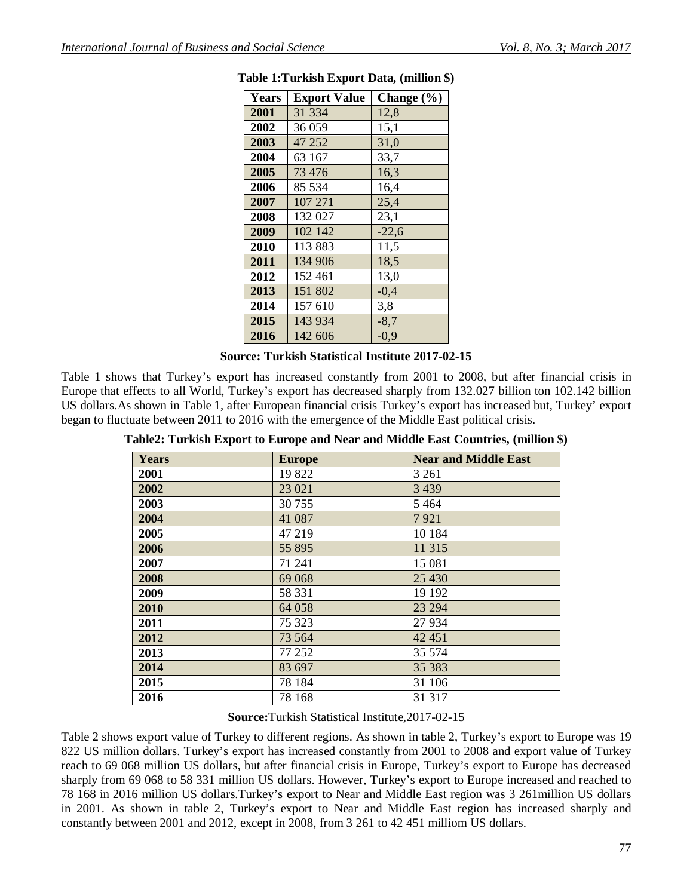**Table 1:Turkish Export Data, (million $)**

| Years | Export Value | Change (%) |
|---|---|---|
| **2001** | 31 334 | 12,8 |
| **2002** | 36 059 | 15,1 |
| **2003** | 47 252 | 31,0 |
| **2004** | 63 167 | 33,7 |
| **2005** | 73 476 | 16,3 |
| **2006** | 85 534 | 16,4 |
| **2007** | 107 271 | 25,4 |
| **2008** | 132 027 | 23,1 |
| **2009** | 102 142 | -22,6 |
| **2010** | 113 883 | 11,5 |
| **2011** | 134 906 | 18,5 |
| **2012** | 152 461 | 13,0 |
| **2013** | 151 802 | -0,4 |
| **2014** | 157 610 | 3,8 |
| **2015** | 143 934 | -8,7 |
| **2016** | 142 606 | -0,9 |

**Source: Turkish Statistical Institute 2017-02-15**

Table 1 shows that Turkey's export has increased constantly from 2001 to 2008, but after financial crisis in Europe that effects to all World, Turkey's export has decreased sharply from 132.027 billion ton 102.142 billion US dollars.As shown in Table 1, after European financial crisis Turkey's export has increased but, Turkey' export began to fluctuate between 2011 to 2016 with the emergence of the Middle East political crisis.

**Table2: Turkish Export to Europe and Near and Middle East Countries, (million $)**

| Years | Europe | Near and Middle East |
|---|---|---|
| **2001** | 19 822 | 3 261 |
| **2002** | 23 021 | 3 439 |
| **2003** | 30 755 | 5 464 |
| **2004** | 41 087 | 7 921 |
| **2005** | 47 219 | 10 184 |
| **2006** | 55 895 | 11 315 |
| **2007** | 71 241 | 15 081 |
| **2008** | 69 068 | 25 430 |
| **2009** | 58 331 | 19 192 |
| **2010** | 64 058 | 23 294 |
| **2011** | 75 323 | 27 934 |
| **2012** | 73 564 | 42 451 |
| **2013** | 77 252 | 35 574 |
| **2014** | 83 697 | 35 383 |
| **2015** | 78 184 | 31 106 |
| **2016** | 78 168 | 31 317 |

**Source:**Turkish Statistical Institute,2017-02-15

Table 2 shows export value of Turkey to different regions. As shown in table 2, Turkey's export to Europe was 19 822 US million dollars. Turkey's export has increased constantly from 2001 to 2008 and export value of Turkey reach to 69 068 million US dollars, but after financial crisis in Europe, Turkey's export to Europe has decreased sharply from 69 068 to 58 331 million US dollars. However, Turkey's export to Europe increased and reached to 78 168 in 2016 million US dollars.Turkey's export to Near and Middle East region was 3 261million US dollars in 2001. As shown in table 2, Turkey's export to Near and Middle East region has increased sharply and constantly between 2001 and 2012, except in 2008, from 3 261 to 42 451 milliom US dollars.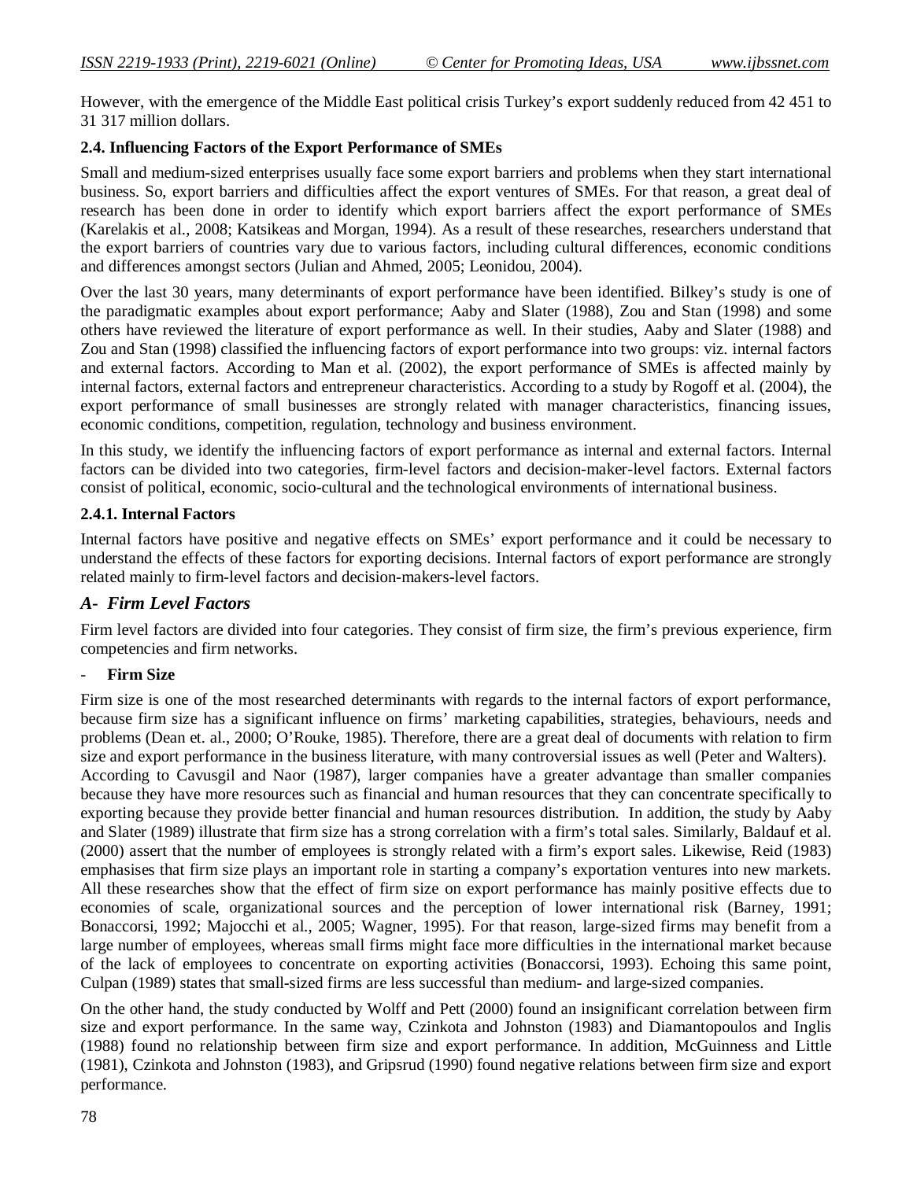However, with the emergence of the Middle East political crisis Turkey's export suddenly reduced from 42 451 to 31 317 million dollars.

### 2.4. Influencing Factors of the Export Performance of SMEs

Small and medium-sized enterprises usually face some export barriers and problems when they start international business. So, export barriers and difficulties affect the export ventures of SMEs. For that reason, a great deal of research has been done in order to identify which export barriers affect the export performance of SMEs (Karelakis et al., 2008; Katsikeas and Morgan, 1994). As a result of these researches, researchers understand that the export barriers of countries vary due to various factors, including cultural differences, economic conditions and differences amongst sectors (Julian and Ahmed, 2005; Leonidou, 2004).

Over the last 30 years, many determinants of export performance have been identified. Bilkey's study is one of the paradigmatic examples about export performance; Aaby and Slater (1988), Zou and Stan (1998) and some others have reviewed the literature of export performance as well. In their studies, Aaby and Slater (1988) and Zou and Stan (1998) classified the influencing factors of export performance into two groups: viz. internal factors and external factors. According to Man et al. (2002), the export performance of SMEs is affected mainly by internal factors, external factors and entrepreneur characteristics. According to a study by Rogoff et al. (2004), the export performance of small businesses are strongly related with manager characteristics, financing issues, economic conditions, competition, regulation, technology and business environment.

In this study, we identify the influencing factors of export performance as internal and external factors. Internal factors can be divided into two categories, firm-level factors and decision-maker-level factors. External factors consist of political, economic, socio-cultural and the technological environments of international business.

#### 2.4.1. Internal Factors

Internal factors have positive and negative effects on SMEs' export performance and it could be necessary to understand the effects of these factors for exporting decisions. Internal factors of export performance are strongly related mainly to firm-level factors and decision-makers-level factors.

#### *A- Firm Level Factors*

Firm level factors are divided into four categories. They consist of firm size, the firm's previous experience, firm competencies and firm networks.

- **Firm Size**

Firm size is one of the most researched determinants with regards to the internal factors of export performance, because firm size has a significant influence on firms' marketing capabilities, strategies, behaviours, needs and problems (Dean et. al., 2000; O'Rouke, 1985). Therefore, there are a great deal of documents with relation to firm size and export performance in the business literature, with many controversial issues as well (Peter and Walters). According to Cavusgil and Naor (1987), larger companies have a greater advantage than smaller companies because they have more resources such as financial and human resources that they can concentrate specifically to exporting because they provide better financial and human resources distribution. In addition, the study by Aaby and Slater (1989) illustrate that firm size has a strong correlation with a firm's total sales. Similarly, Baldauf et al. (2000) assert that the number of employees is strongly related with a firm's export sales. Likewise, Reid (1983) emphasises that firm size plays an important role in starting a company's exportation ventures into new markets. All these researches show that the effect of firm size on export performance has mainly positive effects due to economies of scale, organizational sources and the perception of lower international risk (Barney, 1991; Bonaccorsi, 1992; Majocchi et al., 2005; Wagner, 1995). For that reason, large-sized firms may benefit from a large number of employees, whereas small firms might face more difficulties in the international market because of the lack of employees to concentrate on exporting activities (Bonaccorsi, 1993). Echoing this same point, Culpan (1989) states that small-sized firms are less successful than medium- and large-sized companies.

On the other hand, the study conducted by Wolff and Pett (2000) found an insignificant correlation between firm size and export performance. In the same way, Czinkota and Johnston (1983) and Diamantopoulos and Inglis (1988) found no relationship between firm size and export performance. In addition, McGuinness and Little (1981), Czinkota and Johnston (1983), and Gripsrud (1990) found negative relations between firm size and export performance.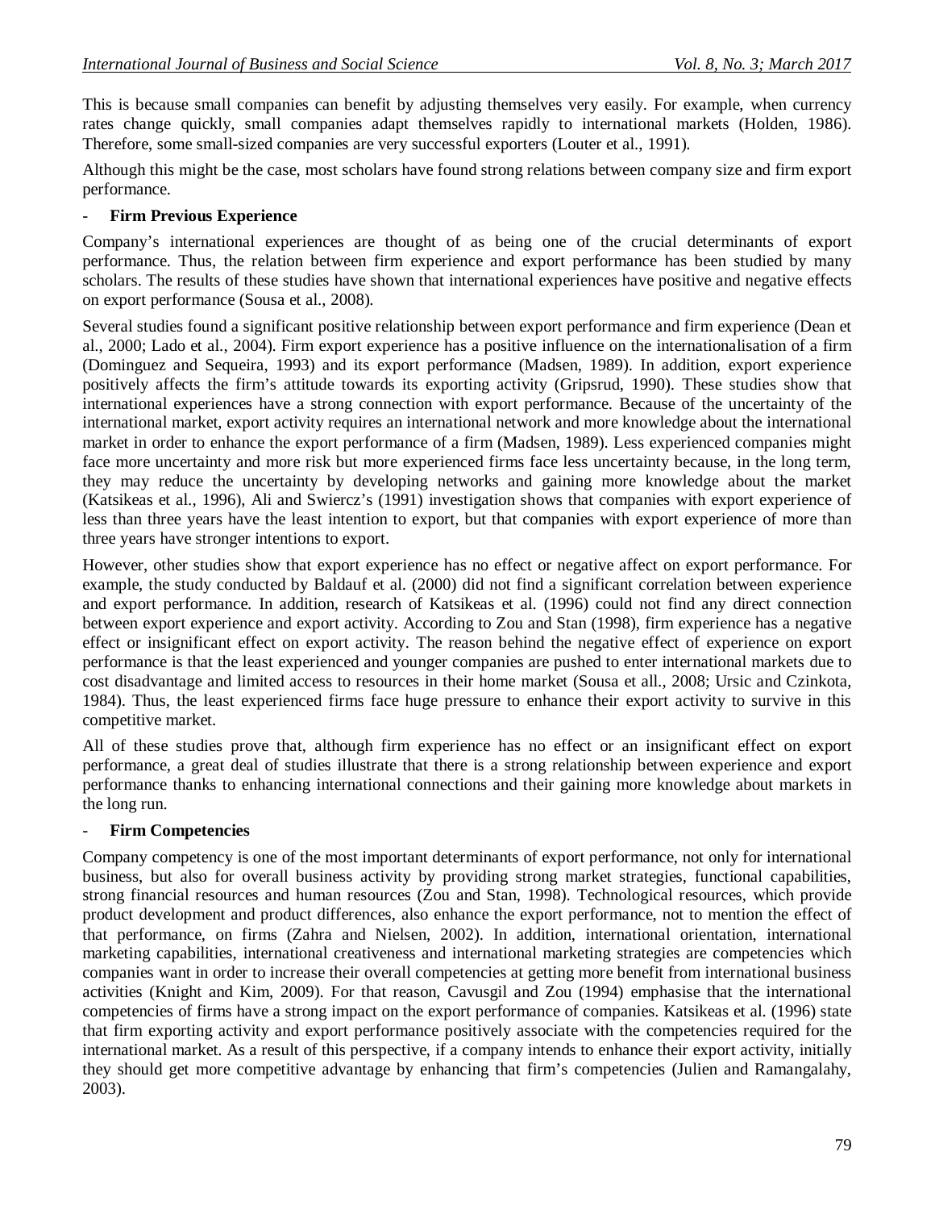This is because small companies can benefit by adjusting themselves very easily. For example, when currency rates change quickly, small companies adapt themselves rapidly to international markets (Holden, 1986). Therefore, some small-sized companies are very successful exporters (Louter et al., 1991).

Although this might be the case, most scholars have found strong relations between company size and firm export performance.

- **Firm Previous Experience**

Company's international experiences are thought of as being one of the crucial determinants of export performance. Thus, the relation between firm experience and export performance has been studied by many scholars. The results of these studies have shown that international experiences have positive and negative effects on export performance (Sousa et al., 2008).

Several studies found a significant positive relationship between export performance and firm experience (Dean et al., 2000; Lado et al., 2004). Firm export experience has a positive influence on the internationalisation of a firm (Dominguez and Sequeira, 1993) and its export performance (Madsen, 1989). In addition, export experience positively affects the firm's attitude towards its exporting activity (Gripsrud, 1990). These studies show that international experiences have a strong connection with export performance. Because of the uncertainty of the international market, export activity requires an international network and more knowledge about the international market in order to enhance the export performance of a firm (Madsen, 1989). Less experienced companies might face more uncertainty and more risk but more experienced firms face less uncertainty because, in the long term, they may reduce the uncertainty by developing networks and gaining more knowledge about the market (Katsikeas et al., 1996), Ali and Swiercz's (1991) investigation shows that companies with export experience of less than three years have the least intention to export, but that companies with export experience of more than three years have stronger intentions to export.

However, other studies show that export experience has no effect or negative affect on export performance. For example, the study conducted by Baldauf et al. (2000) did not find a significant correlation between experience and export performance. In addition, research of Katsikeas et al. (1996) could not find any direct connection between export experience and export activity. According to Zou and Stan (1998), firm experience has a negative effect or insignificant effect on export activity. The reason behind the negative effect of experience on export performance is that the least experienced and younger companies are pushed to enter international markets due to cost disadvantage and limited access to resources in their home market (Sousa et all., 2008; Ursic and Czinkota, 1984). Thus, the least experienced firms face huge pressure to enhance their export activity to survive in this competitive market.

All of these studies prove that, although firm experience has no effect or an insignificant effect on export performance, a great deal of studies illustrate that there is a strong relationship between experience and export performance thanks to enhancing international connections and their gaining more knowledge about markets in the long run.

- **Firm Competencies**

Company competency is one of the most important determinants of export performance, not only for international business, but also for overall business activity by providing strong market strategies, functional capabilities, strong financial resources and human resources (Zou and Stan, 1998). Technological resources, which provide product development and product differences, also enhance the export performance, not to mention the effect of that performance, on firms (Zahra and Nielsen, 2002). In addition, international orientation, international marketing capabilities, international creativeness and international marketing strategies are competencies which companies want in order to increase their overall competencies at getting more benefit from international business activities (Knight and Kim, 2009). For that reason, Cavusgil and Zou (1994) emphasise that the international competencies of firms have a strong impact on the export performance of companies. Katsikeas et al. (1996) state that firm exporting activity and export performance positively associate with the competencies required for the international market. As a result of this perspective, if a company intends to enhance their export activity, initially they should get more competitive advantage by enhancing that firm's competencies (Julien and Ramangalahy, 2003).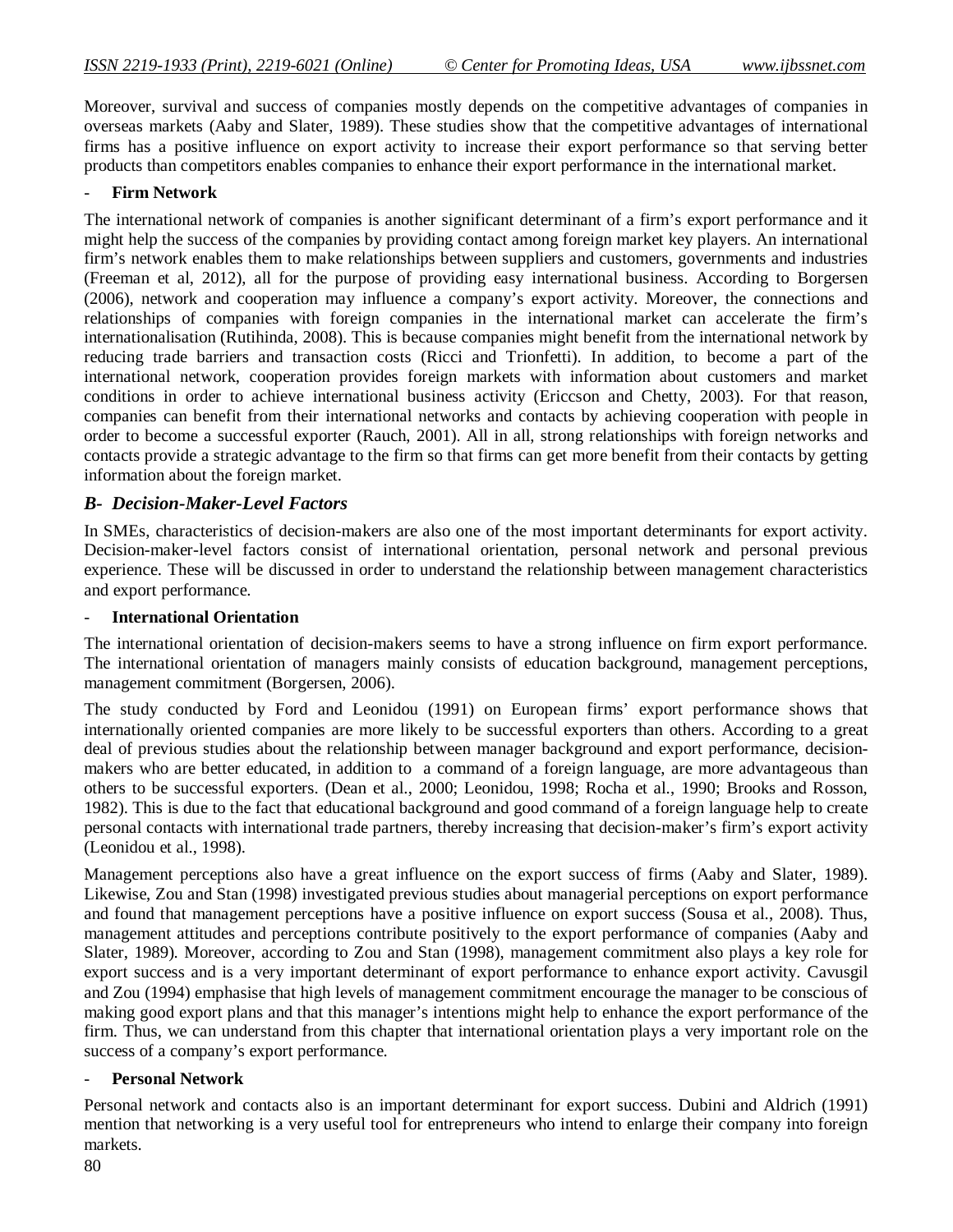Moreover, survival and success of companies mostly depends on the competitive advantages of companies in overseas markets (Aaby and Slater, 1989). These studies show that the competitive advantages of international firms has a positive influence on export activity to increase their export performance so that serving better products than competitors enables companies to enhance their export performance in the international market.

- **Firm Network**

The international network of companies is another significant determinant of a firm's export performance and it might help the success of the companies by providing contact among foreign market key players. An international firm's network enables them to make relationships between suppliers and customers, governments and industries (Freeman et al, 2012), all for the purpose of providing easy international business. According to Borgersen (2006), network and cooperation may influence a company's export activity. Moreover, the connections and relationships of companies with foreign companies in the international market can accelerate the firm's internationalisation (Rutihinda, 2008). This is because companies might benefit from the international network by reducing trade barriers and transaction costs (Ricci and Trionfetti). In addition, to become a part of the international network, cooperation provides foreign markets with information about customers and market conditions in order to achieve international business activity (Ericcson and Chetty, 2003). For that reason, companies can benefit from their international networks and contacts by achieving cooperation with people in order to become a successful exporter (Rauch, 2001). All in all, strong relationships with foreign networks and contacts provide a strategic advantage to the firm so that firms can get more benefit from their contacts by getting information about the foreign market.

### *B- Decision-Maker-Level Factors*

In SMEs, characteristics of decision-makers are also one of the most important determinants for export activity. Decision-maker-level factors consist of international orientation, personal network and personal previous experience. These will be discussed in order to understand the relationship between management characteristics and export performance.

- **International Orientation**

The international orientation of decision-makers seems to have a strong influence on firm export performance. The international orientation of managers mainly consists of education background, management perceptions, management commitment (Borgersen, 2006).

The study conducted by Ford and Leonidou (1991) on European firms' export performance shows that internationally oriented companies are more likely to be successful exporters than others. According to a great deal of previous studies about the relationship between manager background and export performance, decision-makers who are better educated, in addition to a command of a foreign language, are more advantageous than others to be successful exporters. (Dean et al., 2000; Leonidou, 1998; Rocha et al., 1990; Brooks and Rosson, 1982). This is due to the fact that educational background and good command of a foreign language help to create personal contacts with international trade partners, thereby increasing that decision-maker's firm's export activity (Leonidou et al., 1998).

Management perceptions also have a great influence on the export success of firms (Aaby and Slater, 1989). Likewise, Zou and Stan (1998) investigated previous studies about managerial perceptions on export performance and found that management perceptions have a positive influence on export success (Sousa et al., 2008). Thus, management attitudes and perceptions contribute positively to the export performance of companies (Aaby and Slater, 1989). Moreover, according to Zou and Stan (1998), management commitment also plays a key role for export success and is a very important determinant of export performance to enhance export activity. Cavusgil and Zou (1994) emphasise that high levels of management commitment encourage the manager to be conscious of making good export plans and that this manager's intentions might help to enhance the export performance of the firm. Thus, we can understand from this chapter that international orientation plays a very important role on the success of a company's export performance.

- **Personal Network**

Personal network and contacts also is an important determinant for export success. Dubini and Aldrich (1991) mention that networking is a very useful tool for entrepreneurs who intend to enlarge their company into foreign markets.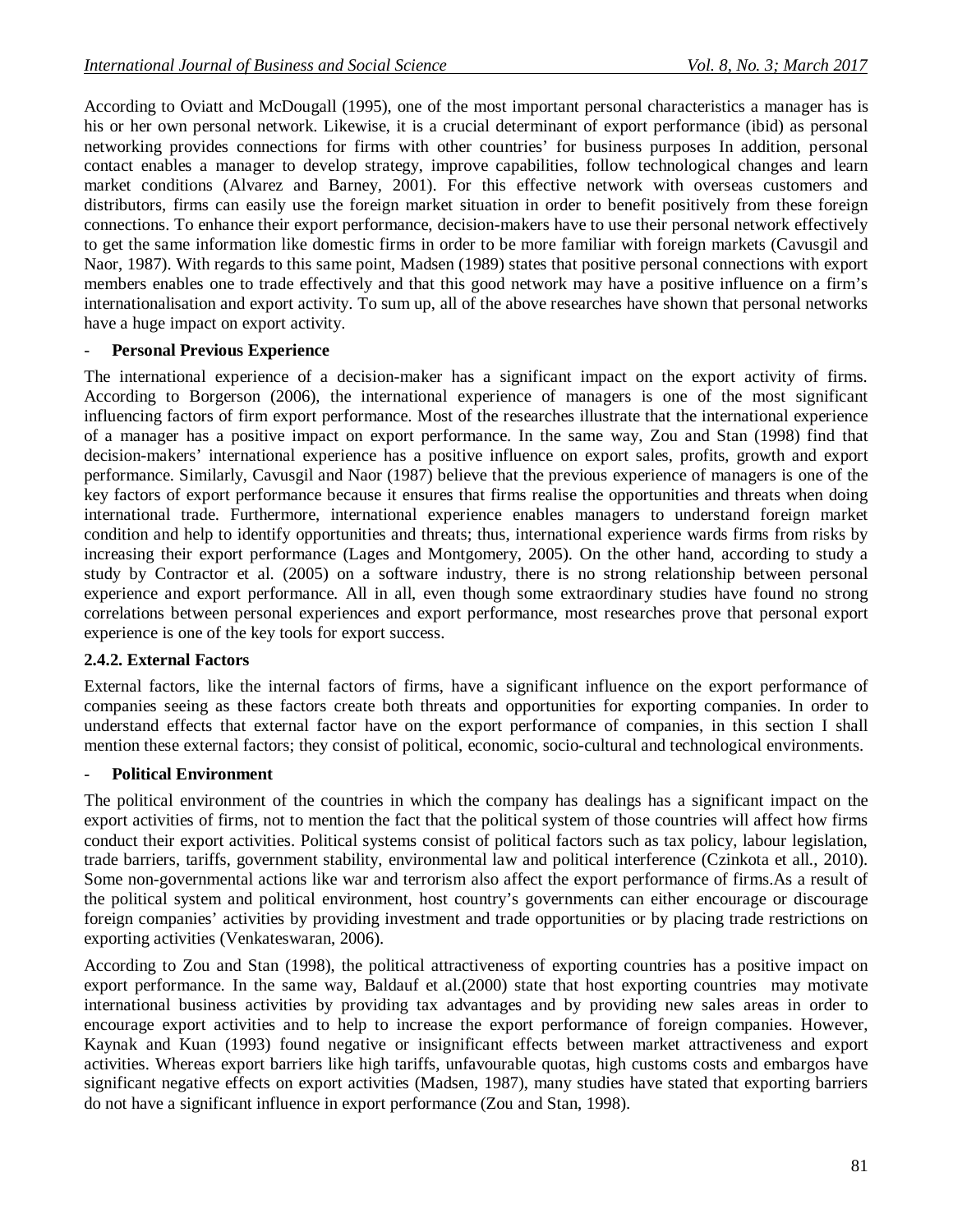According to Oviatt and McDougall (1995), one of the most important personal characteristics a manager has is his or her own personal network. Likewise, it is a crucial determinant of export performance (ibid) as personal networking provides connections for firms with other countries' for business purposes In addition, personal contact enables a manager to develop strategy, improve capabilities, follow technological changes and learn market conditions (Alvarez and Barney, 2001). For this effective network with overseas customers and distributors, firms can easily use the foreign market situation in order to benefit positively from these foreign connections. To enhance their export performance, decision-makers have to use their personal network effectively to get the same information like domestic firms in order to be more familiar with foreign markets (Cavusgil and Naor, 1987). With regards to this same point, Madsen (1989) states that positive personal connections with export members enables one to trade effectively and that this good network may have a positive influence on a firm's internationalisation and export activity. To sum up, all of the above researches have shown that personal networks have a huge impact on export activity.

- **Personal Previous Experience**

The international experience of a decision-maker has a significant impact on the export activity of firms. According to Borgerson (2006), the international experience of managers is one of the most significant influencing factors of firm export performance. Most of the researches illustrate that the international experience of a manager has a positive impact on export performance. In the same way, Zou and Stan (1998) find that decision-makers' international experience has a positive influence on export sales, profits, growth and export performance. Similarly, Cavusgil and Naor (1987) believe that the previous experience of managers is one of the key factors of export performance because it ensures that firms realise the opportunities and threats when doing international trade. Furthermore, international experience enables managers to understand foreign market condition and help to identify opportunities and threats; thus, international experience wards firms from risks by increasing their export performance (Lages and Montgomery, 2005). On the other hand, according to study a study by Contractor et al. (2005) on a software industry, there is no strong relationship between personal experience and export performance. All in all, even though some extraordinary studies have found no strong correlations between personal experiences and export performance, most researches prove that personal export experience is one of the key tools for export success.

### 2.4.2. External Factors

External factors, like the internal factors of firms, have a significant influence on the export performance of companies seeing as these factors create both threats and opportunities for exporting companies. In order to understand effects that external factor have on the export performance of companies, in this section I shall mention these external factors; they consist of political, economic, socio-cultural and technological environments.

- **Political Environment**

The political environment of the countries in which the company has dealings has a significant impact on the export activities of firms, not to mention the fact that the political system of those countries will affect how firms conduct their export activities. Political systems consist of political factors such as tax policy, labour legislation, trade barriers, tariffs, government stability, environmental law and political interference (Czinkota et all., 2010). Some non-governmental actions like war and terrorism also affect the export performance of firms.As a result of the political system and political environment, host country's governments can either encourage or discourage foreign companies' activities by providing investment and trade opportunities or by placing trade restrictions on exporting activities (Venkateswaran, 2006).

According to Zou and Stan (1998), the political attractiveness of exporting countries has a positive impact on export performance. In the same way, Baldauf et al.(2000) state that host exporting countries may motivate international business activities by providing tax advantages and by providing new sales areas in order to encourage export activities and to help to increase the export performance of foreign companies. However, Kaynak and Kuan (1993) found negative or insignificant effects between market attractiveness and export activities. Whereas export barriers like high tariffs, unfavourable quotas, high customs costs and embargos have significant negative effects on export activities (Madsen, 1987), many studies have stated that exporting barriers do not have a significant influence in export performance (Zou and Stan, 1998).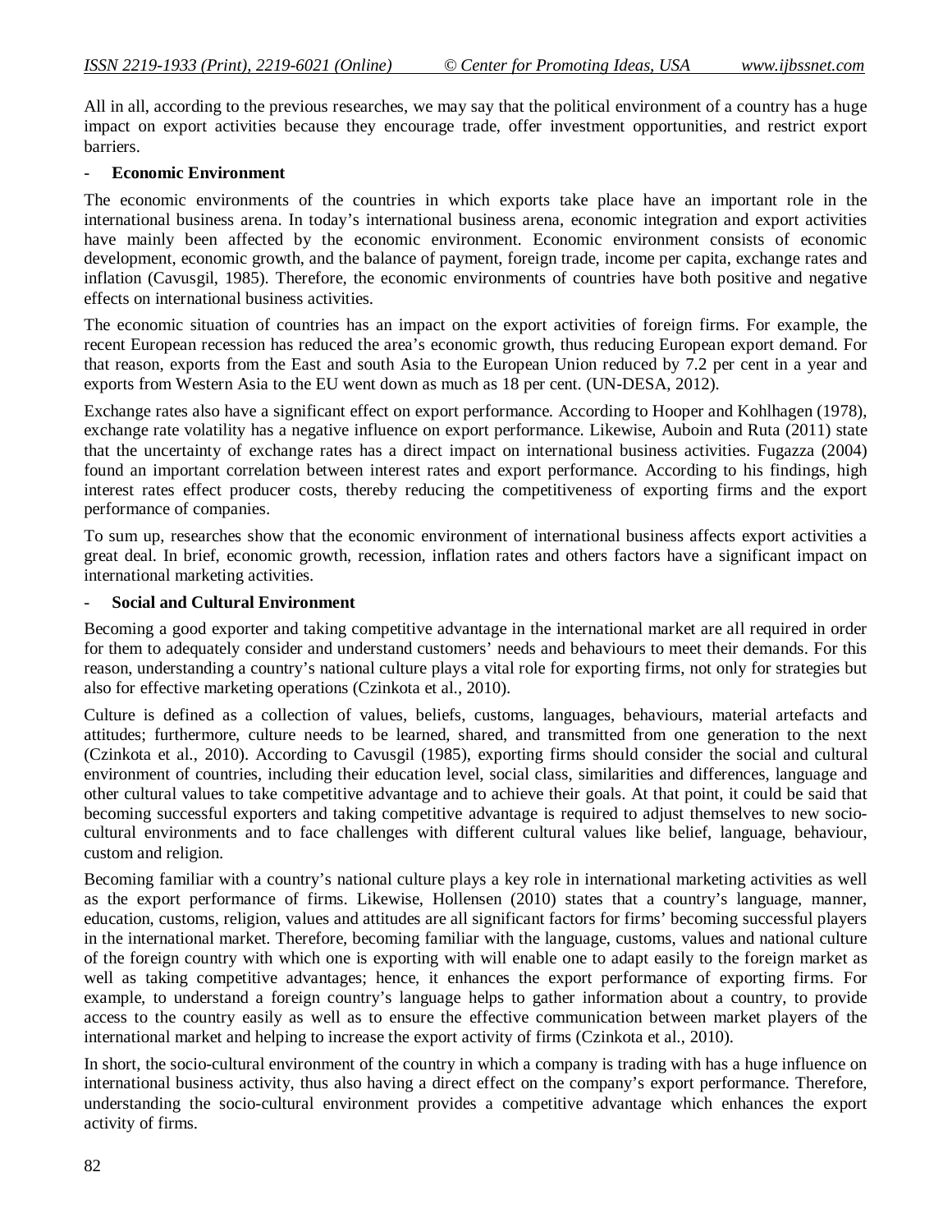All in all, according to the previous researches, we may say that the political environment of a country has a huge impact on export activities because they encourage trade, offer investment opportunities, and restrict export barriers.

- **Economic Environment**

The economic environments of the countries in which exports take place have an important role in the international business arena. In today's international business arena, economic integration and export activities have mainly been affected by the economic environment. Economic environment consists of economic development, economic growth, and the balance of payment, foreign trade, income per capita, exchange rates and inflation (Cavusgil, 1985). Therefore, the economic environments of countries have both positive and negative effects on international business activities.

The economic situation of countries has an impact on the export activities of foreign firms. For example, the recent European recession has reduced the area's economic growth, thus reducing European export demand. For that reason, exports from the East and south Asia to the European Union reduced by 7.2 per cent in a year and exports from Western Asia to the EU went down as much as 18 per cent. (UN-DESA, 2012).

Exchange rates also have a significant effect on export performance. According to Hooper and Kohlhagen (1978), exchange rate volatility has a negative influence on export performance. Likewise, Auboin and Ruta (2011) state that the uncertainty of exchange rates has a direct impact on international business activities. Fugazza (2004) found an important correlation between interest rates and export performance. According to his findings, high interest rates effect producer costs, thereby reducing the competitiveness of exporting firms and the export performance of companies.

To sum up, researches show that the economic environment of international business affects export activities a great deal. In brief, economic growth, recession, inflation rates and others factors have a significant impact on international marketing activities.

- **Social and Cultural Environment**

Becoming a good exporter and taking competitive advantage in the international market are all required in order for them to adequately consider and understand customers' needs and behaviours to meet their demands. For this reason, understanding a country's national culture plays a vital role for exporting firms, not only for strategies but also for effective marketing operations (Czinkota et al., 2010).

Culture is defined as a collection of values, beliefs, customs, languages, behaviours, material artefacts and attitudes; furthermore, culture needs to be learned, shared, and transmitted from one generation to the next (Czinkota et al., 2010). According to Cavusgil (1985), exporting firms should consider the social and cultural environment of countries, including their education level, social class, similarities and differences, language and other cultural values to take competitive advantage and to achieve their goals. At that point, it could be said that becoming successful exporters and taking competitive advantage is required to adjust themselves to new socio-cultural environments and to face challenges with different cultural values like belief, language, behaviour, custom and religion.

Becoming familiar with a country's national culture plays a key role in international marketing activities as well as the export performance of firms. Likewise, Hollensen (2010) states that a country's language, manner, education, customs, religion, values and attitudes are all significant factors for firms' becoming successful players in the international market. Therefore, becoming familiar with the language, customs, values and national culture of the foreign country with which one is exporting with will enable one to adapt easily to the foreign market as well as taking competitive advantages; hence, it enhances the export performance of exporting firms. For example, to understand a foreign country's language helps to gather information about a country, to provide access to the country easily as well as to ensure the effective communication between market players of the international market and helping to increase the export activity of firms (Czinkota et al., 2010).

In short, the socio-cultural environment of the country in which a company is trading with has a huge influence on international business activity, thus also having a direct effect on the company's export performance. Therefore, understanding the socio-cultural environment provides a competitive advantage which enhances the export activity of firms.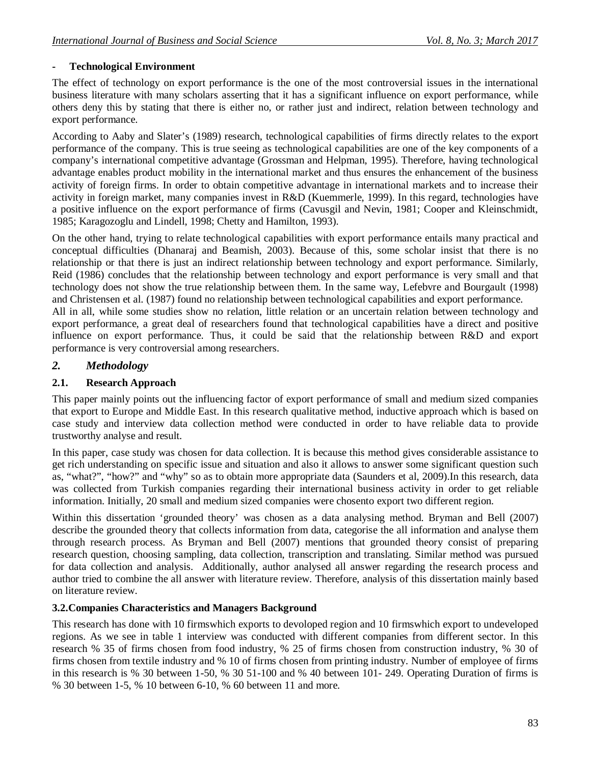**- Technological Environment**

The effect of technology on export performance is the one of the most controversial issues in the international business literature with many scholars asserting that it has a significant influence on export performance, while others deny this by stating that there is either no, or rather just and indirect, relation between technology and export performance.

According to Aaby and Slater's (1989) research, technological capabilities of firms directly relates to the export performance of the company. This is true seeing as technological capabilities are one of the key components of a company's international competitive advantage (Grossman and Helpman, 1995). Therefore, having technological advantage enables product mobility in the international market and thus ensures the enhancement of the business activity of foreign firms. In order to obtain competitive advantage in international markets and to increase their activity in foreign market, many companies invest in R&D (Kuemmerle, 1999). In this regard, technologies have a positive influence on the export performance of firms (Cavusgil and Nevin, 1981; Cooper and Kleinschmidt, 1985; Karagozoglu and Lindell, 1998; Chetty and Hamilton, 1993).

On the other hand, trying to relate technological capabilities with export performance entails many practical and conceptual difficulties (Dhanaraj and Beamish, 2003). Because of this, some scholar insist that there is no relationship or that there is just an indirect relationship between technology and export performance. Similarly, Reid (1986) concludes that the relationship between technology and export performance is very small and that technology does not show the true relationship between them. In the same way, Lefebvre and Bourgault (1998) and Christensen et al. (1987) found no relationship between technological capabilities and export performance.

All in all, while some studies show no relation, little relation or an uncertain relation between technology and export performance, a great deal of researchers found that technological capabilities have a direct and positive influence on export performance. Thus, it could be said that the relationship between R&D and export performance is very controversial among researchers.

## *2. Methodology*

### 2.1. Research Approach

This paper mainly points out the influencing factor of export performance of small and medium sized companies that export to Europe and Middle East. In this research qualitative method, inductive approach which is based on case study and interview data collection method were conducted in order to have reliable data to provide trustworthy analyse and result.

In this paper, case study was chosen for data collection. It is because this method gives considerable assistance to get rich understanding on specific issue and situation and also it allows to answer some significant question such as, "what?", "how?" and "why" so as to obtain more appropriate data (Saunders et al, 2009).In this research, data was collected from Turkish companies regarding their international business activity in order to get reliable information. Initially, 20 small and medium sized companies were chosento export two different region.

Within this dissertation 'grounded theory' was chosen as a data analysing method. Bryman and Bell (2007) describe the grounded theory that collects information from data, categorise the all information and analyse them through research process. As Bryman and Bell (2007) mentions that grounded theory consist of preparing research question, choosing sampling, data collection, transcription and translating. Similar method was pursued for data collection and analysis. Additionally, author analysed all answer regarding the research process and author tried to combine the all answer with literature review. Therefore, analysis of this dissertation mainly based on literature review.

### 3.2.Companies Characteristics and Managers Background

This research has done with 10 firmswhich exports to devoloped region and 10 firmswhich export to undeveloped regions. As we see in table 1 interview was conducted with different companies from different sector. In this research % 35 of firms chosen from food industry, % 25 of firms chosen from construction industry, % 30 of firms chosen from textile industry and % 10 of firms chosen from printing industry. Number of employee of firms in this research is % 30 between 1-50, % 30 51-100 and % 40 between 101- 249. Operating Duration of firms is % 30 between 1-5, % 10 between 6-10, % 60 between 11 and more.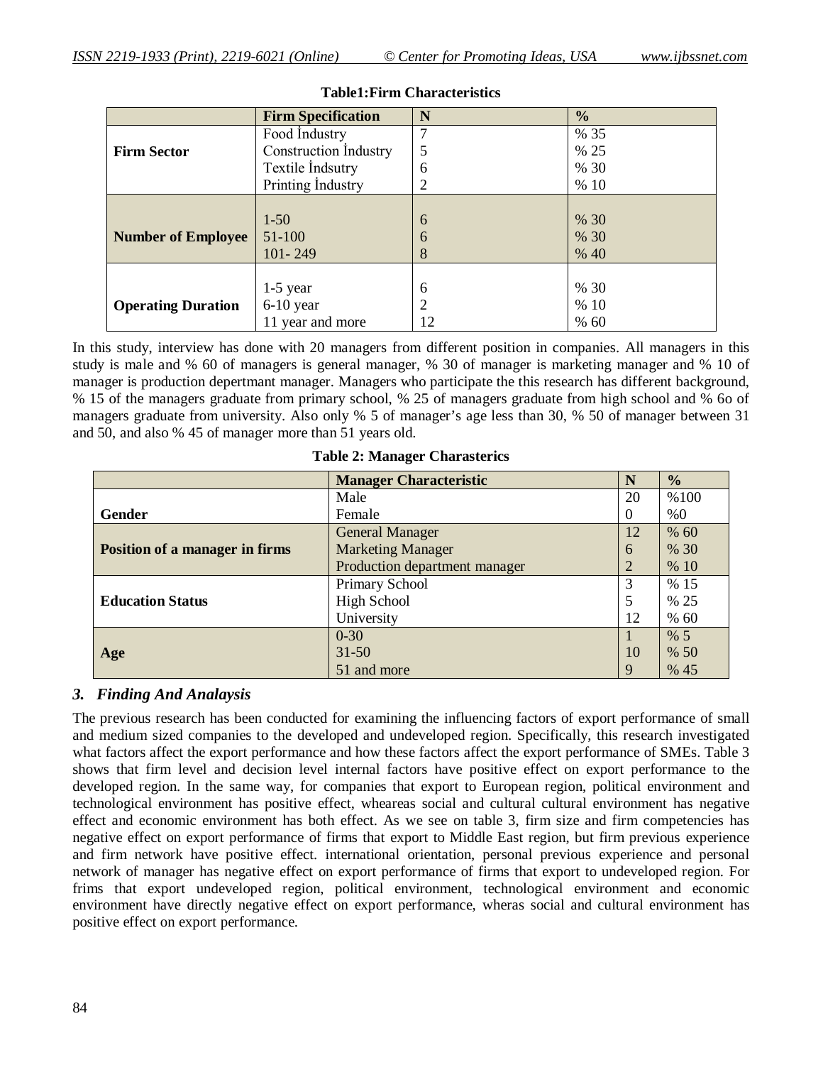**Table1:Firm Characteristics**

| | Firm Specification | N | % |
|---|---|---|---|
| Firm Sector | Food İndustry | 7 | % 35 |
| | Construction İndustry | 5 | % 25 |
| | Textile İndsutry | 6 | % 30 |
| | Printing İndustry | 2 | % 10 |
| Number of Employee | 1-50 | 6 | % 30 |
| | 51-100 | 6 | % 30 |
| | 101- 249 | 8 | % 40 |
| Operating Duration | 1-5 year | 6 | % 30 |
| | 6-10 year | 2 | % 10 |
| | 11 year and more | 12 | % 60 |

In this study, interview has done with 20 managers from different position in companies. All managers in this study is male and % 60 of managers is general manager, % 30 of manager is marketing manager and % 10 of manager is production depertmant manager. Managers who participate the this research has different background, % 15 of the managers graduate from primary school, % 25 of managers graduate from high school and % 6o of managers graduate from university. Also only % 5 of manager's age less than 30, % 50 of manager between 31 and 50, and also % 45 of manager more than 51 years old.

**Table 2: Manager Charasterics**

| | Manager Characteristic | N | % |
|---|---|---|---|
| Gender | Male | 20 | %100 |
| | Female | 0 | %0 |
| Position of a manager in firms | General Manager | 12 | % 60 |
| | Marketing Manager | 6 | % 30 |
| | Production department manager | 2 | % 10 |
| Education Status | Primary School | 3 | % 15 |
| | High School | 5 | % 25 |
| | University | 12 | % 60 |
| Age | 0-30 | 1 | % 5 |
| | 31-50 | 10 | % 50 |
| | 51 and more | 9 | % 45 |

### *3. Finding And Analaysis*

The previous research has been conducted for examining the influencing factors of export performance of small and medium sized companies to the developed and undeveloped region. Specifically, this research investigated what factors affect the export performance and how these factors affect the export performance of SMEs. Table 3 shows that firm level and decision level internal factors have positive effect on export performance to the developed region. In the same way, for companies that export to European region, political environment and technological environment has positive effect, wheareas social and cultural cultural environment has negative effect and economic environment has both effect. As we see on table 3, firm size and firm competencies has negative effect on export performance of firms that export to Middle East region, but firm previous experience and firm network have positive effect. international orientation, personal previous experience and personal network of manager has negative effect on export performance of firms that export to undeveloped region. For frims that export undeveloped region, political environment, technological environment and economic environment have directly negative effect on export performance, wheras social and cultural environment has positive effect on export performance.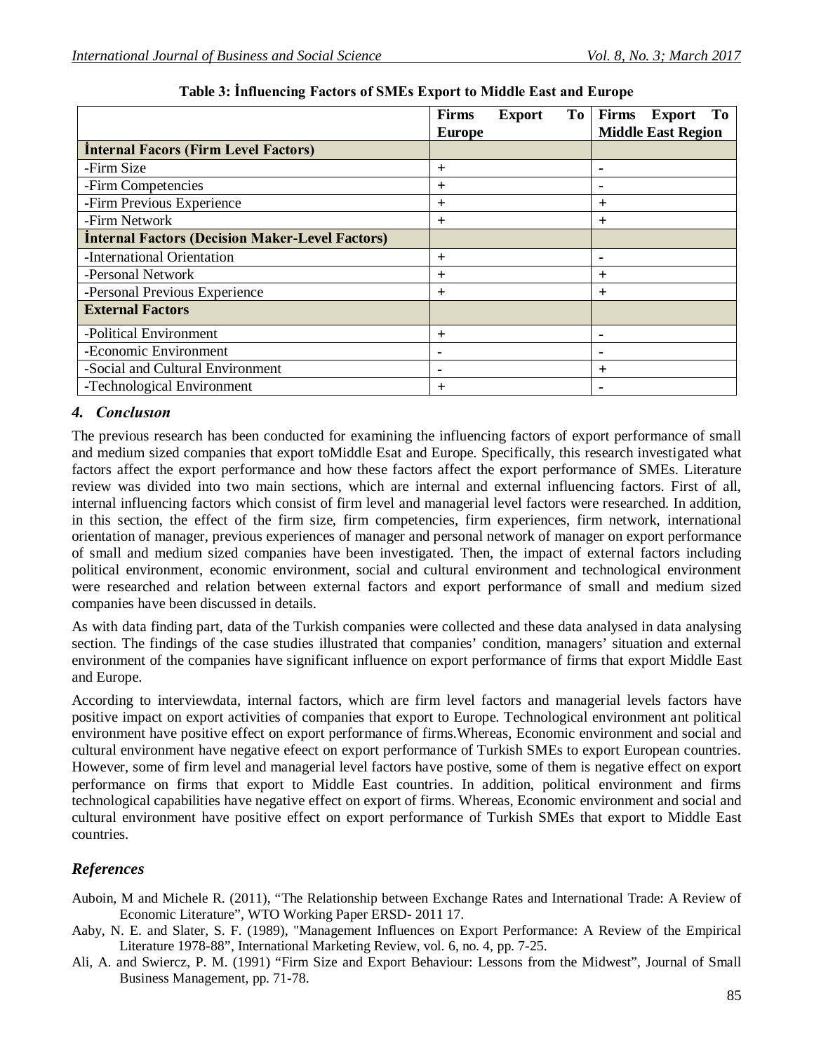**Table 3: İnfluencing Factors of SMEs Export to Middle East and Europe**

| | Firms Export To Europe | Firms Export To Middle East Region |
|---|---|---|
| **İnternal Facors (Firm Level Factors)** | | |
| -Firm Size | + | - |
| -Firm Competencies | + | - |
| -Firm Previous Experience | + | + |
| -Firm Network | + | + |
| **İnternal Factors (Decision Maker-Level Factors)** | | |
| -International Orientation | + | - |
| -Personal Network | + | + |
| -Personal Previous Experience | + | + |
| **External Factors** | | |
| -Political Environment | + | - |
| -Economic Environment | - | - |
| -Social and Cultural Environment | - | + |
| -Technological Environment | + | - |

## 4. Conclusıon

The previous research has been conducted for examining the influencing factors of export performance of small and medium sized companies that export toMiddle Esat and Europe. Specifically, this research investigated what factors affect the export performance and how these factors affect the export performance of SMEs. Literature review was divided into two main sections, which are internal and external influencing factors. First of all, internal influencing factors which consist of firm level and managerial level factors were researched. In addition, in this section, the effect of the firm size, firm competencies, firm experiences, firm network, international orientation of manager, previous experiences of manager and personal network of manager on export performance of small and medium sized companies have been investigated. Then, the impact of external factors including political environment, economic environment, social and cultural environment and technological environment were researched and relation between external factors and export performance of small and medium sized companies have been discussed in details.

As with data finding part, data of the Turkish companies were collected and these data analysed in data analysing section. The findings of the case studies illustrated that companies' condition, managers' situation and external environment of the companies have significant influence on export performance of firms that export Middle East and Europe.

According to interviewdata, internal factors, which are firm level factors and managerial levels factors have positive impact on export activities of companies that export to Europe. Technological environment ant political environment have positive effect on export performance of firms.Whereas, Economic environment and social and cultural environment have negative efeect on export performance of Turkish SMEs to export European countries. However, some of firm level and managerial level factors have postive, some of them is negative effect on export performance on firms that export to Middle East countries. In addition, political environment and firms technological capabilities have negative effect on export of firms. Whereas, Economic environment and social and cultural environment have positive effect on export performance of Turkish SMEs that export to Middle East countries.

## References

Auboin, M and Michele R. (2011), "The Relationship between Exchange Rates and International Trade: A Review of Economic Literature", WTO Working Paper ERSD- 2011 17.

Aaby, N. E. and Slater, S. F. (1989), "Management Influences on Export Performance: A Review of the Empirical Literature 1978-88", International Marketing Review, vol. 6, no. 4, pp. 7-25.

Ali, A. and Swiercz, P. M. (1991) "Firm Size and Export Behaviour: Lessons from the Midwest", Journal of Small Business Management, pp. 71-78.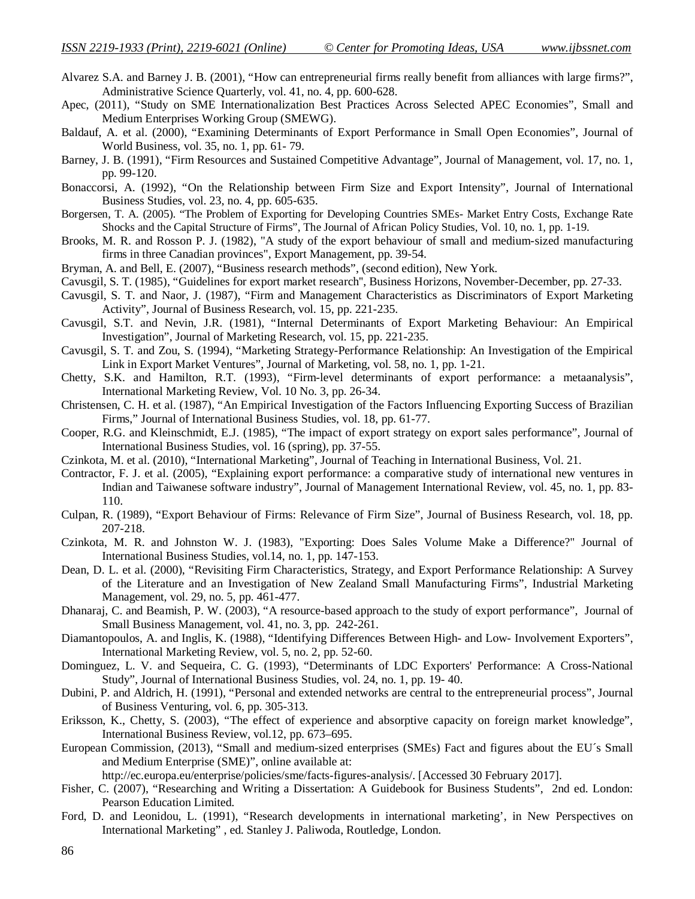Alvarez S.A. and Barney J. B. (2001), "How can entrepreneurial firms really benefit from alliances with large firms?", Administrative Science Quarterly, vol. 41, no. 4, pp. 600-628.

Apec, (2011), "Study on SME Internationalization Best Practices Across Selected APEC Economies", Small and Medium Enterprises Working Group (SMEWG).

Baldauf, A. et al. (2000), "Examining Determinants of Export Performance in Small Open Economies", Journal of World Business, vol. 35, no. 1, pp. 61- 79.

Barney, J. B. (1991), "Firm Resources and Sustained Competitive Advantage", Journal of Management, vol. 17, no. 1, pp. 99-120.

Bonaccorsi, A. (1992), "On the Relationship between Firm Size and Export Intensity", Journal of International Business Studies, vol. 23, no. 4, pp. 605-635.

Borgersen, T. A. (2005). "The Problem of Exporting for Developing Countries SMEs- Market Entry Costs, Exchange Rate Shocks and the Capital Structure of Firms", The Journal of African Policy Studies, Vol. 10, no. 1, pp. 1-19.

Brooks, M. R. and Rosson P. J. (1982), "A study of the export behaviour of small and medium-sized manufacturing firms in three Canadian provinces", Export Management, pp. 39-54.

Bryman, A. and Bell, E. (2007), "Business research methods", (second edition), New York.

Cavusgil, S. T. (1985), "Guidelines for export market research", Business Horizons, November-December, pp. 27-33.

Cavusgil, S. T. and Naor, J. (1987), "Firm and Management Characteristics as Discriminators of Export Marketing Activity", Journal of Business Research, vol. 15, pp. 221-235.

Cavusgil, S.T. and Nevin, J.R. (1981), "Internal Determinants of Export Marketing Behaviour: An Empirical Investigation", Journal of Marketing Research, vol. 15, pp. 221-235.

Cavusgil, S. T. and Zou, S. (1994), "Marketing Strategy-Performance Relationship: An Investigation of the Empirical Link in Export Market Ventures", Journal of Marketing, vol. 58, no. 1, pp. 1-21.

Chetty, S.K. and Hamilton, R.T. (1993), "Firm-level determinants of export performance: a metaanalysis", International Marketing Review, Vol. 10 No. 3, pp. 26-34.

Christensen, C. H. et al. (1987), "An Empirical Investigation of the Factors Influencing Exporting Success of Brazilian Firms," Journal of International Business Studies, vol. 18, pp. 61-77.

Cooper, R.G. and Kleinschmidt, E.J. (1985), "The impact of export strategy on export sales performance", Journal of International Business Studies, vol. 16 (spring), pp. 37-55.

Czinkota, M. et al. (2010), "International Marketing", Journal of Teaching in International Business, Vol. 21.

Contractor, F. J. et al. (2005), "Explaining export performance: a comparative study of international new ventures in Indian and Taiwanese software industry", Journal of Management International Review, vol. 45, no. 1, pp. 83-110.

Culpan, R. (1989), "Export Behaviour of Firms: Relevance of Firm Size", Journal of Business Research, vol. 18, pp. 207-218.

Czinkota, M. R. and Johnston W. J. (1983), "Exporting: Does Sales Volume Make a Difference?" Journal of International Business Studies, vol.14, no. 1, pp. 147-153.

Dean, D. L. et al. (2000), "Revisiting Firm Characteristics, Strategy, and Export Performance Relationship: A Survey of the Literature and an Investigation of New Zealand Small Manufacturing Firms", Industrial Marketing Management, vol. 29, no. 5, pp. 461-477.

Dhanaraj, C. and Beamish, P. W. (2003), "A resource-based approach to the study of export performance", Journal of Small Business Management, vol. 41, no. 3, pp. 242-261.

Diamantopoulos, A. and Inglis, K. (1988), "Identifying Differences Between High- and Low- Involvement Exporters", International Marketing Review, vol. 5, no. 2, pp. 52-60.

Dominguez, L. V. and Sequeira, C. G. (1993), "Determinants of LDC Exporters' Performance: A Cross-National Study", Journal of International Business Studies, vol. 24, no. 1, pp. 19- 40.

Dubini, P. and Aldrich, H. (1991), "Personal and extended networks are central to the entrepreneurial process", Journal of Business Venturing, vol. 6, pp. 305-313.

Eriksson, K., Chetty, S. (2003), "The effect of experience and absorptive capacity on foreign market knowledge", International Business Review, vol.12, pp. 673–695.

European Commission, (2013), "Small and medium-sized enterprises (SMEs) Fact and figures about the EU´s Small and Medium Enterprise (SME)", online available at: http://ec.europa.eu/enterprise/policies/sme/facts-figures-analysis/. [Accessed 30 February 2017].

Fisher, C. (2007), "Researching and Writing a Dissertation: A Guidebook for Business Students", 2nd ed. London: Pearson Education Limited.

Ford, D. and Leonidou, L. (1991), "Research developments in international marketing', in New Perspectives on International Marketing" , ed. Stanley J. Paliwoda, Routledge, London.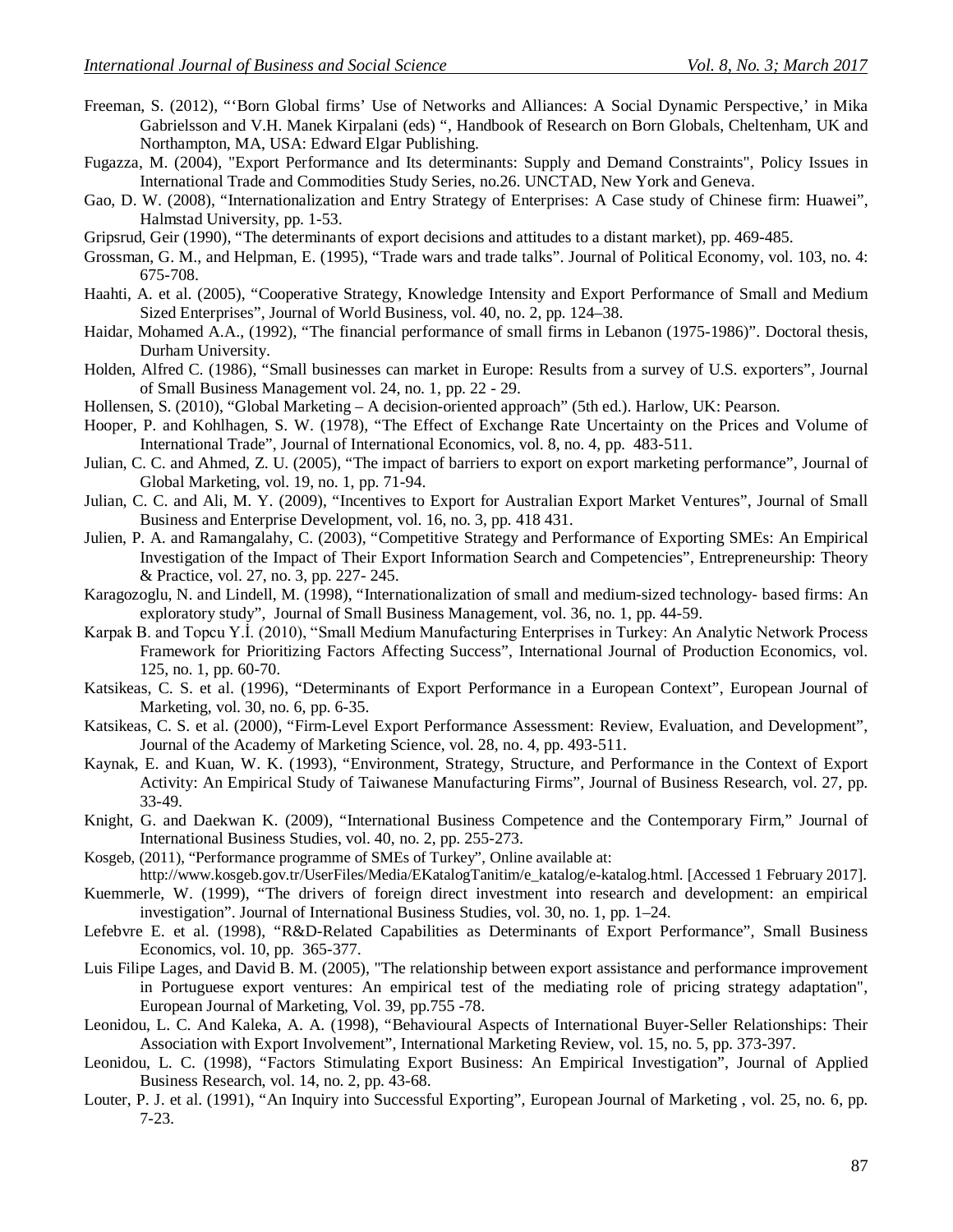Freeman, S. (2012), "'Born Global firms' Use of Networks and Alliances: A Social Dynamic Perspective,' in Mika Gabrielsson and V.H. Manek Kirpalani (eds) ", Handbook of Research on Born Globals, Cheltenham, UK and Northampton, MA, USA: Edward Elgar Publishing.

Fugazza, M. (2004), "Export Performance and Its determinants: Supply and Demand Constraints", Policy Issues in International Trade and Commodities Study Series, no.26. UNCTAD, New York and Geneva.

Gao, D. W. (2008), "Internationalization and Entry Strategy of Enterprises: A Case study of Chinese firm: Huawei", Halmstad University, pp. 1-53.

Gripsrud, Geir (1990), "The determinants of export decisions and attitudes to a distant market), pp. 469-485.

Grossman, G. M., and Helpman, E. (1995), "Trade wars and trade talks". Journal of Political Economy, vol. 103, no. 4: 675-708.

Haahti, A. et al. (2005), "Cooperative Strategy, Knowledge Intensity and Export Performance of Small and Medium Sized Enterprises", Journal of World Business, vol. 40, no. 2, pp. 124–38.

Haidar, Mohamed A.A., (1992), "The financial performance of small firms in Lebanon (1975-1986)". Doctoral thesis, Durham University.

Holden, Alfred C. (1986), "Small businesses can market in Europe: Results from a survey of U.S. exporters", Journal of Small Business Management vol. 24, no. 1, pp. 22 - 29.

Hollensen, S. (2010), "Global Marketing – A decision-oriented approach" (5th ed.). Harlow, UK: Pearson.

Hooper, P. and Kohlhagen, S. W. (1978), "The Effect of Exchange Rate Uncertainty on the Prices and Volume of International Trade", Journal of International Economics, vol. 8, no. 4, pp. 483-511.

Julian, C. C. and Ahmed, Z. U. (2005), "The impact of barriers to export on export marketing performance", Journal of Global Marketing, vol. 19, no. 1, pp. 71-94.

Julian, C. C. and Ali, M. Y. (2009), "Incentives to Export for Australian Export Market Ventures", Journal of Small Business and Enterprise Development, vol. 16, no. 3, pp. 418 431.

Julien, P. A. and Ramangalahy, C. (2003), "Competitive Strategy and Performance of Exporting SMEs: An Empirical Investigation of the Impact of Their Export Information Search and Competencies", Entrepreneurship: Theory & Practice, vol. 27, no. 3, pp. 227- 245.

Karagozoglu, N. and Lindell, M. (1998), "Internationalization of small and medium-sized technology- based firms: An exploratory study", Journal of Small Business Management, vol. 36, no. 1, pp. 44-59.

Karpak B. and Topcu Y.İ. (2010), "Small Medium Manufacturing Enterprises in Turkey: An Analytic Network Process Framework for Prioritizing Factors Affecting Success", International Journal of Production Economics, vol. 125, no. 1, pp. 60-70.

Katsikeas, C. S. et al. (1996), "Determinants of Export Performance in a European Context", European Journal of Marketing, vol. 30, no. 6, pp. 6-35.

Katsikeas, C. S. et al. (2000), "Firm-Level Export Performance Assessment: Review, Evaluation, and Development", Journal of the Academy of Marketing Science, vol. 28, no. 4, pp. 493-511.

Kaynak, E. and Kuan, W. K. (1993), "Environment, Strategy, Structure, and Performance in the Context of Export Activity: An Empirical Study of Taiwanese Manufacturing Firms", Journal of Business Research, vol. 27, pp. 33-49.

Knight, G. and Daekwan K. (2009), "International Business Competence and the Contemporary Firm," Journal of International Business Studies, vol. 40, no. 2, pp. 255-273.

Kosgeb, (2011), "Performance programme of SMEs of Turkey", Online available at: http://www.kosgeb.gov.tr/UserFiles/Media/EKatalogTanitim/e_katalog/e-katalog.html. [Accessed 1 February 2017].

Kuemmerle, W. (1999), "The drivers of foreign direct investment into research and development: an empirical investigation". Journal of International Business Studies, vol. 30, no. 1, pp. 1–24.

Lefebvre E. et al. (1998), "R&D-Related Capabilities as Determinants of Export Performance", Small Business Economics, vol. 10, pp. 365-377.

Luis Filipe Lages, and David B. M. (2005), "The relationship between export assistance and performance improvement in Portuguese export ventures: An empirical test of the mediating role of pricing strategy adaptation", European Journal of Marketing, Vol. 39, pp.755 -78.

Leonidou, L. C. And Kaleka, A. A. (1998), "Behavioural Aspects of International Buyer-Seller Relationships: Their Association with Export Involvement", International Marketing Review, vol. 15, no. 5, pp. 373-397.

Leonidou, L. C. (1998), "Factors Stimulating Export Business: An Empirical Investigation", Journal of Applied Business Research, vol. 14, no. 2, pp. 43-68.

Louter, P. J. et al. (1991), "An Inquiry into Successful Exporting", European Journal of Marketing , vol. 25, no. 6, pp. 7-23.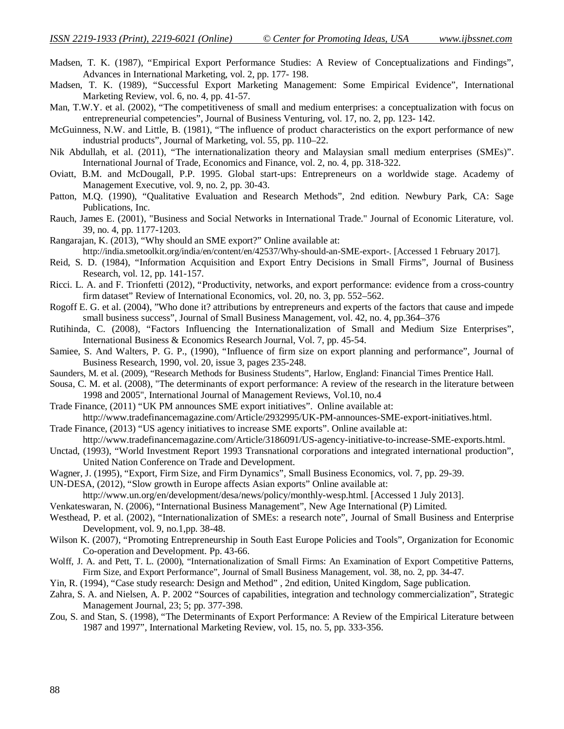Madsen, T. K. (1987), "Empirical Export Performance Studies: A Review of Conceptualizations and Findings", Advances in International Marketing, vol. 2, pp. 177- 198.

Madsen, T. K. (1989), "Successful Export Marketing Management: Some Empirical Evidence", International Marketing Review, vol. 6, no. 4, pp. 41-57.

Man, T.W.Y. et al. (2002), "The competitiveness of small and medium enterprises: a conceptualization with focus on entrepreneurial competencies", Journal of Business Venturing, vol. 17, no. 2, pp. 123- 142.

McGuinness, N.W. and Little, B. (1981), "The influence of product characteristics on the export performance of new industrial products", Journal of Marketing, vol. 55, pp. 110–22.

Nik Abdullah, et al. (2011), "The internationalization theory and Malaysian small medium enterprises (SMEs)". International Journal of Trade, Economics and Finance, vol. 2, no. 4, pp. 318-322.

Oviatt, B.M. and McDougall, P.P. 1995. Global start-ups: Entrepreneurs on a worldwide stage. Academy of Management Executive, vol. 9, no. 2, pp. 30-43.

Patton, M.Q. (1990), "Qualitative Evaluation and Research Methods", 2nd edition. Newbury Park, CA: Sage Publications, Inc.

Rauch, James E. (2001), "Business and Social Networks in International Trade." Journal of Economic Literature, vol. 39, no. 4, pp. 1177-1203.

Rangarajan, K. (2013), "Why should an SME export?" Online available at: http://india.smetoolkit.org/india/en/content/en/42537/Why-should-an-SME-export-. [Accessed 1 February 2017].

Reid, S. D. (1984), "Information Acquisition and Export Entry Decisions in Small Firms", Journal of Business Research, vol. 12, pp. 141-157.

Ricci. L. A. and F. Trionfetti (2012), "Productivity, networks, and export performance: evidence from a cross-country firm dataset" Review of International Economics, vol. 20, no. 3, pp. 552–562.

Rogoff E. G. et al. (2004), "Who done it? attributions by entrepreneurs and experts of the factors that cause and impede small business success", Journal of Small Business Management, vol. 42, no. 4, pp.364–376

Rutihinda, C. (2008), "Factors Influencing the Internationalization of Small and Medium Size Enterprises", International Business & Economics Research Journal, Vol. 7, pp. 45-54.

Samiee, S. And Walters, P. G. P., (1990), "Influence of firm size on export planning and performance", Journal of Business Research, 1990, vol. 20, issue 3, pages 235-248.

Saunders, M. et al. (2009), "Research Methods for Business Students", Harlow, England: Financial Times Prentice Hall.

Sousa, C. M. et al. (2008), "The determinants of export performance: A review of the research in the literature between 1998 and 2005", International Journal of Management Reviews, Vol.10, no.4

Trade Finance, (2011) "UK PM announces SME export initiatives". Online available at: http://www.tradefinancemagazine.com/Article/2932995/UK-PM-announces-SME-export-initiatives.html.

Trade Finance, (2013) "US agency initiatives to increase SME exports". Online available at: http://www.tradefinancemagazine.com/Article/3186091/US-agency-initiative-to-increase-SME-exports.html.

Unctad, (1993), "World Investment Report 1993 Transnational corporations and integrated international production", United Nation Conference on Trade and Development.

Wagner, J. (1995), "Export, Firm Size, and Firm Dynamics", Small Business Economics, vol. 7, pp. 29-39.

UN-DESA, (2012), "Slow growth in Europe affects Asian exports" Online available at: http://www.un.org/en/development/desa/news/policy/monthly-wesp.html. [Accessed 1 July 2013].

Venkateswaran, N. (2006), "International Business Management", New Age International (P) Limited.

Westhead, P. et al. (2002), "Internationalization of SMEs: a research note", Journal of Small Business and Enterprise Development, vol. 9, no.1,pp. 38-48.

Wilson K. (2007), "Promoting Entrepreneurship in South East Europe Policies and Tools", Organization for Economic Co-operation and Development. Pp. 43-66.

Wolff, J. A. and Pett, T. L. (2000), "Internationalization of Small Firms: An Examination of Export Competitive Patterns, Firm Size, and Export Performance", Journal of Small Business Management, vol. 38, no. 2, pp. 34-47.

Yin, R. (1994), "Case study research: Design and Method" , 2nd edition, United Kingdom, Sage publication.

Zahra, S. A. and Nielsen, A. P. 2002 "Sources of capabilities, integration and technology commercialization", Strategic Management Journal, 23; 5; pp. 377-398.

Zou, S. and Stan, S. (1998), "The Determinants of Export Performance: A Review of the Empirical Literature between 1987 and 1997", International Marketing Review, vol. 15, no. 5, pp. 333-356.